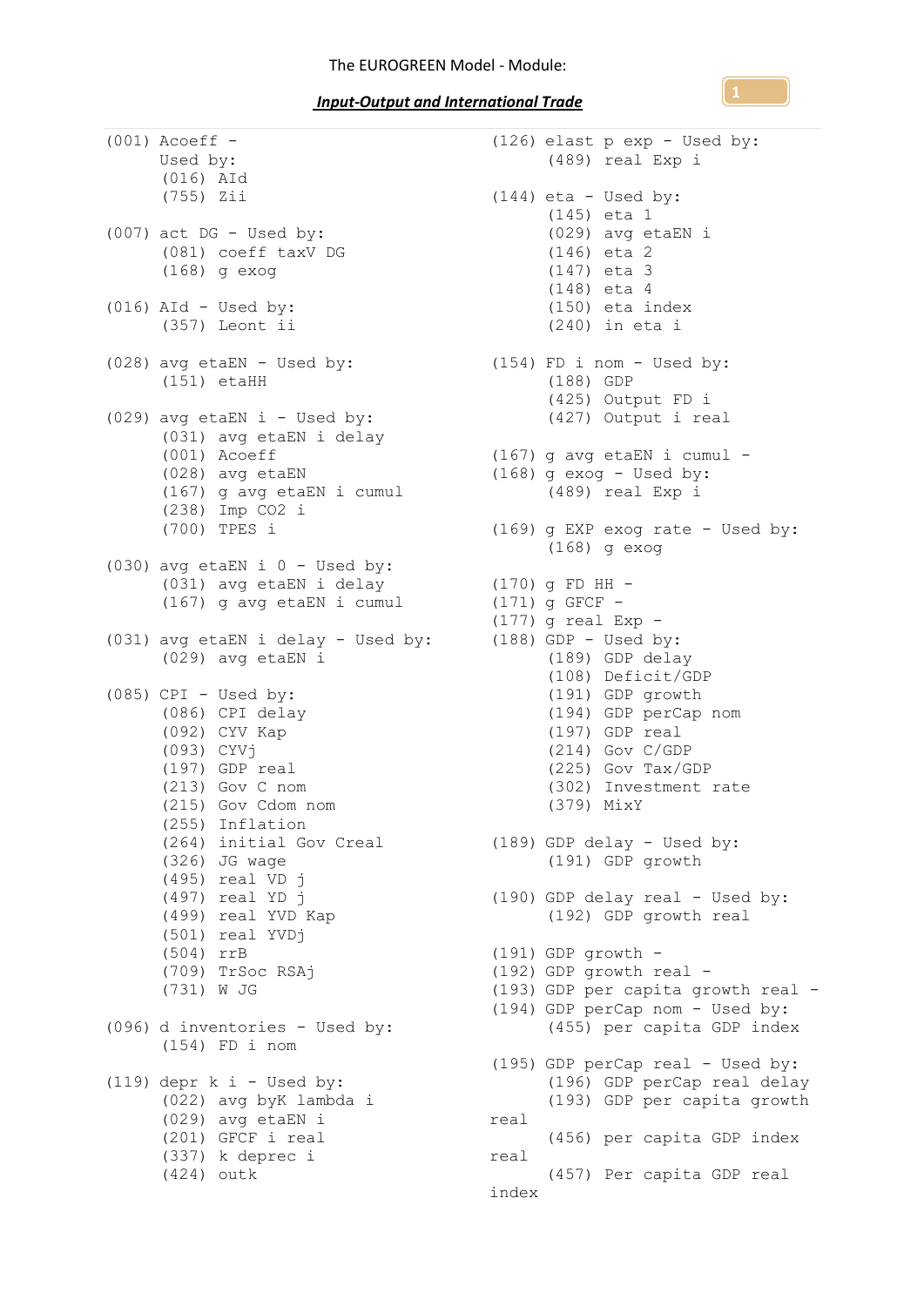The EUROGREEN Model - Module:

***Input-Output and International Trade***

```
(001) Acoeff -
      Used by:
      (016) AId
      (755) Zii

(007) act DG - Used by:
      (081) coeff taxV DG
      (168) g exog

(016) AId - Used by:
      (357) Leont ii

(028) avg etaEN - Used by:
      (151) etaHH

(029) avg etaEN i - Used by:
      (031) avg etaEN i delay
      (001) Acoeff
      (028) avg etaEN
      (167) g avg etaEN i cumul
      (238) Imp CO2 i
      (700) TPES i

(030) avg etaEN i 0 - Used by:
      (031) avg etaEN i delay
      (167) g avg etaEN i cumul

(031) avg etaEN i delay - Used by:
      (029) avg etaEN i

(085) CPI - Used by:
      (086) CPI delay
      (092) CYV Kap
      (093) CYVj
      (197) GDP real
      (213) Gov C nom
      (215) Gov Cdom nom
      (255) Inflation
      (264) initial Gov Creal
      (326) JG wage
      (495) real VD j
      (497) real YD j
      (499) real YVD Kap
      (501) real YVDj
      (504) rrB
      (709) TrSoc RSAj
      (731) W JG

(096) d inventories - Used by:
      (154) FD i nom

(119) depr k i - Used by:
      (022) avg byK lambda i
      (029) avg etaEN i
      (201) GFCF i real
      (337) k deprec i
      (424) outk

(126) elast p exp - Used by:
      (489) real Exp i

(144) eta - Used by:
      (145) eta 1
      (029) avg etaEN i
      (146) eta 2
      (147) eta 3
      (148) eta 4
      (150) eta index
      (240) in eta i

(154) FD i nom - Used by:
      (188) GDP
      (425) Output FD i
      (427) Output i real

(167) g avg etaEN i cumul -
(168) g exog - Used by:
      (489) real Exp i

(169) g EXP exog rate - Used by:
      (168) g exog

(170) g FD HH -
(171) g GFCF -
(177) g real Exp -
(188) GDP - Used by:
      (189) GDP delay
      (108) Deficit/GDP
      (191) GDP growth
      (194) GDP perCap nom
      (197) GDP real
      (214) Gov C/GDP
      (225) Gov Tax/GDP
      (302) Investment rate
      (379) MixY

(189) GDP delay - Used by:
      (191) GDP growth

(190) GDP delay real - Used by:
      (192) GDP growth real

(191) GDP growth -
(192) GDP growth real -
(193) GDP per capita growth real -
(194) GDP perCap nom - Used by:
      (455) per capita GDP index

(195) GDP perCap real - Used by:
      (196) GDP perCap real delay
      (193) GDP per capita growth real
      (456) per capita GDP index real
      (457) Per capita GDP real index
```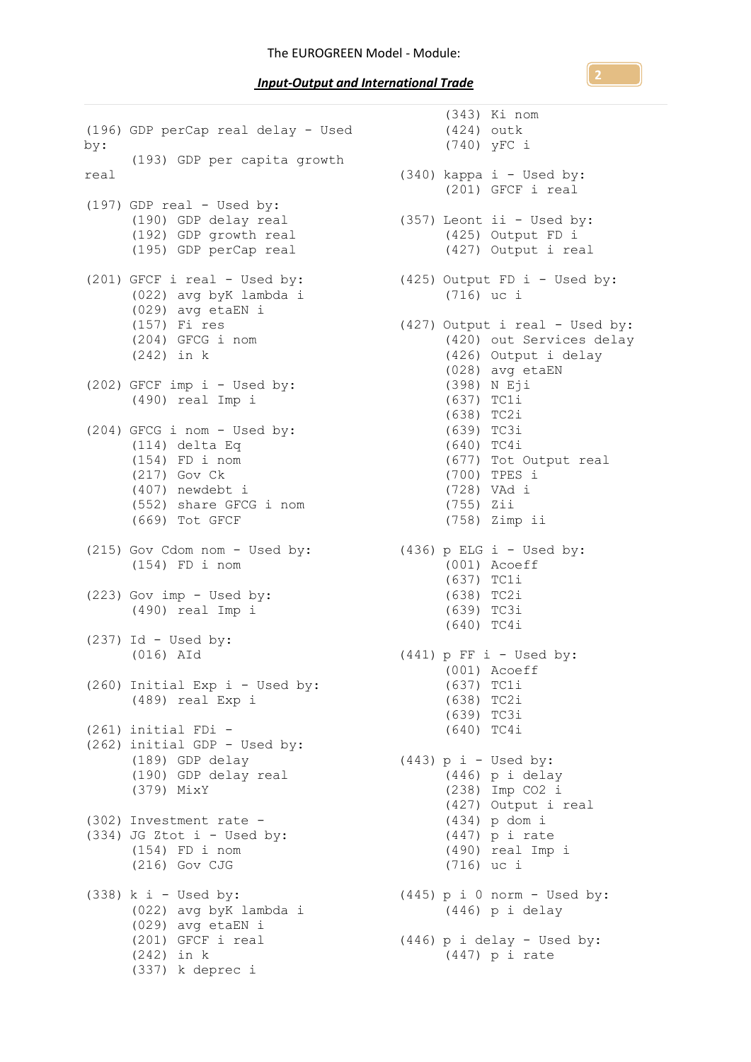(196) GDP perCap real delay - Used by:
- (193) GDP per capita growth real

(197) GDP real - Used by:
- (190) GDP delay real
- (192) GDP growth real
- (195) GDP perCap real

(201) GFCF i real - Used by:
- (022) avg byK lambda i
- (029) avg etaEN i
- (157) Fi res
- (204) GFCG i nom
- (242) in k

(202) GFCF imp i - Used by:
- (490) real Imp i

(204) GFCG i nom - Used by:
- (114) delta Eq
- (154) FD i nom
- (217) Gov Ck
- (407) newdebt i
- (552) share GFCG i nom
- (669) Tot GFCF

(215) Gov Cdom nom - Used by:
- (154) FD i nom

(223) Gov imp - Used by:
- (490) real Imp i

(237) Id - Used by:
- (016) AId

(260) Initial Exp i - Used by:
- (489) real Exp i

(261) initial FDi -

(262) initial GDP - Used by:
- (189) GDP delay
- (190) GDP delay real
- (379) MixY

(302) Investment rate -

(334) JG Ztot i - Used by:
- (154) FD i nom
- (216) Gov CJG

(338) k i - Used by:
- (022) avg byK lambda i
- (029) avg etaEN i
- (201) GFCF i real
- (242) in k
- (337) k deprec i
- (343) Ki nom
- (424) outk
- (740) yFC i

(340) kappa i - Used by:
- (201) GFCF i real

(357) Leont ii - Used by:
- (425) Output FD i
- (427) Output i real

(425) Output FD i - Used by:
- (716) uc i

(427) Output i real - Used by:
- (420) out Services delay
- (426) Output i delay
- (028) avg etaEN
- (398) N Eji
- (637) TC1i
- (638) TC2i
- (639) TC3i
- (640) TC4i
- (677) Tot Output real
- (700) TPES i
- (728) VAd i
- (755) Zii
- (758) Zimp ii

(436) p ELG i - Used by:
- (001) Acoeff
- (637) TC1i
- (638) TC2i
- (639) TC3i
- (640) TC4i

(441) p FF i - Used by:
- (001) Acoeff
- (637) TC1i
- (638) TC2i
- (639) TC3i
- (640) TC4i

(443) p i - Used by:
- (446) p i delay
- (238) Imp CO2 i
- (427) Output i real
- (434) p dom i
- (447) p i rate
- (490) real Imp i
- (716) uc i

(445) p i 0 norm - Used by:
- (446) p i delay

(446) p i delay - Used by:
- (447) p i rate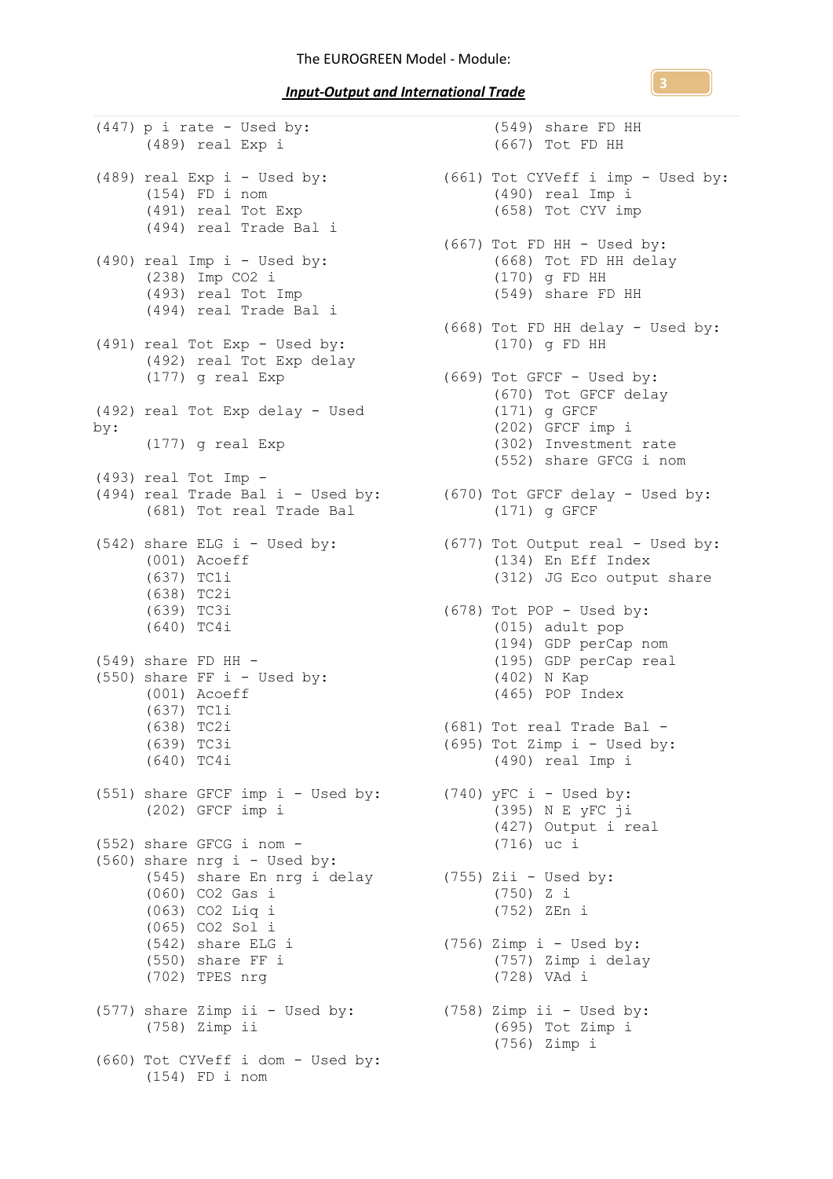```
(447) p i rate - Used by:
      (489) real Exp i

(489) real Exp i - Used by:
      (154) FD i nom
      (491) real Tot Exp
      (494) real Trade Bal i

(490) real Imp i - Used by:
      (238) Imp CO2 i
      (493) real Tot Imp
      (494) real Trade Bal i

(491) real Tot Exp - Used by:
      (492) real Tot Exp delay
      (177) g real Exp

(492) real Tot Exp delay - Used
by:
      (177) g real Exp

(493) real Tot Imp -
(494) real Trade Bal i - Used by:
      (681) Tot real Trade Bal

(542) share ELG i - Used by:
      (001) Acoeff
      (637) TC1i
      (638) TC2i
      (639) TC3i
      (640) TC4i

(549) share FD HH -
(550) share FF i - Used by:
      (001) Acoeff
      (637) TC1i
      (638) TC2i
      (639) TC3i
      (640) TC4i

(551) share GFCF imp i - Used by:
      (202) GFCF imp i

(552) share GFCG i nom -
(560) share nrg i - Used by:
      (545) share En nrg i delay
      (060) CO2 Gas i
      (063) CO2 Liq i
      (065) CO2 Sol i
      (542) share ELG i
      (550) share FF i
      (702) TPES nrg

(577) share Zimp ii - Used by:
      (758) Zimp ii

(660) Tot CYVeff i dom - Used by:
      (154) FD i nom
      (549) share FD HH
      (667) Tot FD HH

(661) Tot CYVeff i imp - Used by:
      (490) real Imp i
      (658) Tot CYV imp

(667) Tot FD HH - Used by:
      (668) Tot FD HH delay
      (170) g FD HH
      (549) share FD HH

(668) Tot FD HH delay - Used by:
      (170) g FD HH

(669) Tot GFCF - Used by:
      (670) Tot GFCF delay
      (171) g GFCF
      (202) GFCF imp i
      (302) Investment rate
      (552) share GFCG i nom

(670) Tot GFCF delay - Used by:
      (171) g GFCF

(677) Tot Output real - Used by:
      (134) En Eff Index
      (312) JG Eco output share

(678) Tot POP - Used by:
      (015) adult pop
      (194) GDP perCap nom
      (195) GDP perCap real
      (402) N Kap
      (465) POP Index

(681) Tot real Trade Bal -
(695) Tot Zimp i - Used by:
      (490) real Imp i

(740) yFC i - Used by:
      (395) N E yFC ji
      (427) Output i real
      (716) uc i

(755) Zii - Used by:
      (750) Z i
      (752) ZEn i

(756) Zimp i - Used by:
      (757) Zimp i delay
      (728) VAd i

(758) Zimp ii - Used by:
      (695) Tot Zimp i
      (756) Zimp i
```